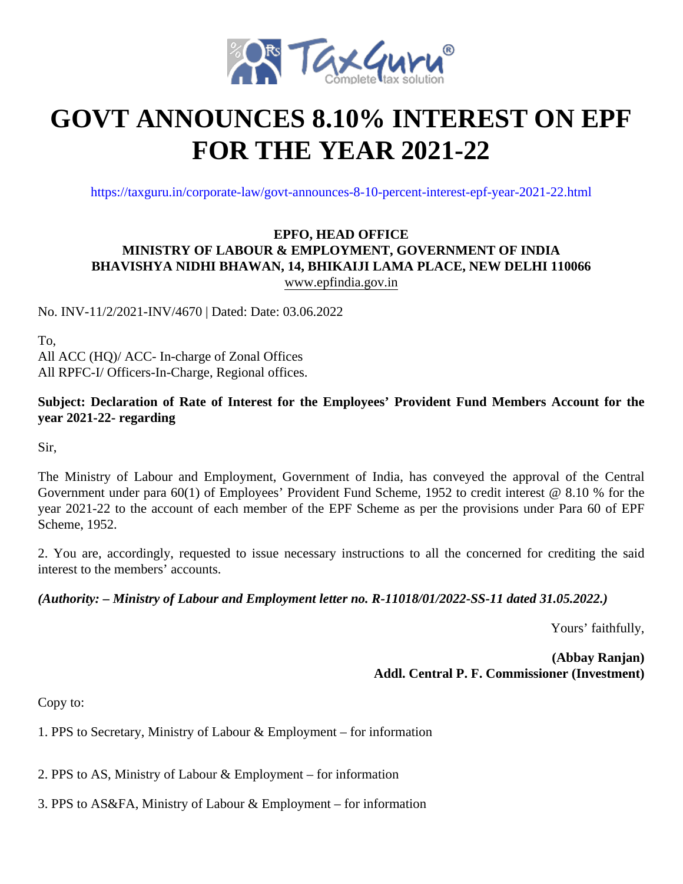# GOVT ANNOUNCES 8.10% INTEREST ON EPF FOR THE YEAR 2021-22

https://taxguru.in/corporate-law/govt-announces-8-10-percent-interest-epf-year-2021-22.html

**EPFO, HEAD OFFICE**
**MINISTRY OF LABOUR & EMPLOYMENT, GOVERNMENT OF INDIA**
**BHAVISHYA NIDHI BHAWAN, 14, BHIKAIJI LAMA PLACE, NEW DELHI 110066**
www.epfindia.gov.in

No. INV-11/2/2021-INV/4670 | Dated: Date: 03.06.2022

To,
All ACC (HQ)/ ACC- In-charge of Zonal Offices
All RPFC-I/ Officers-In-Charge, Regional offices.

**Subject: Declaration of Rate of Interest for the Employees' Provident Fund Members Account for the year 2021-22- regarding**

Sir,

The Ministry of Labour and Employment, Government of India, has conveyed the approval of the Central Government under para 60(1) of Employees' Provident Fund Scheme, 1952 to credit interest @ 8.10 % for the year 2021-22 to the account of each member of the EPF Scheme as per the provisions under Para 60 of EPF Scheme, 1952.

2. You are, accordingly, requested to issue necessary instructions to all the concerned for crediting the said interest to the members' accounts.

***(Authority: – Ministry of Labour and Employment letter no. R-11018/01/2022-SS-11 dated 31.05.2022.)***

Yours' faithfully,

**(Abbay Ranjan)**
**Addl. Central P. F. Commissioner (Investment)**

Copy to:

1. PPS to Secretary, Ministry of Labour & Employment – for information

2. PPS to AS, Ministry of Labour & Employment – for information

3. PPS to AS&FA, Ministry of Labour & Employment – for information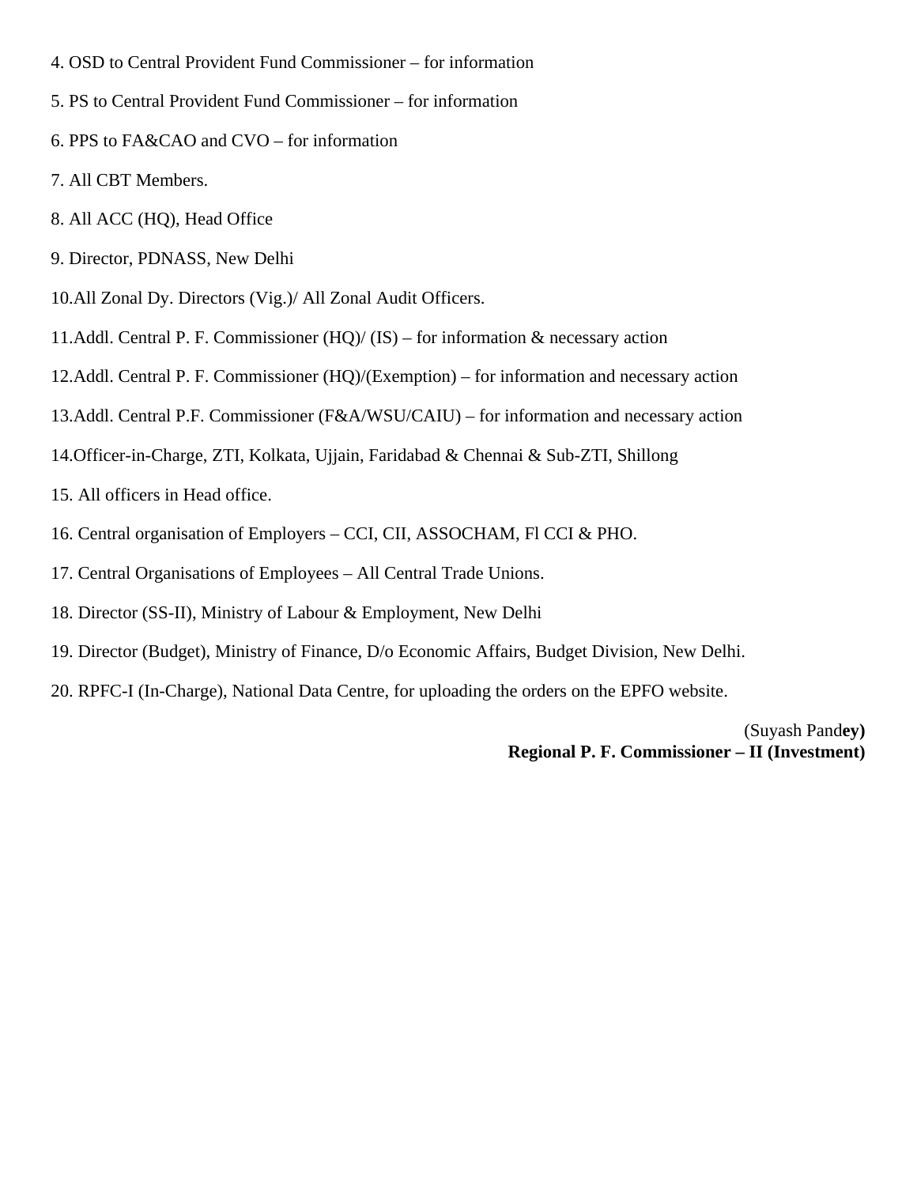4. OSD to Central Provident Fund Commissioner – for information

5. PS to Central Provident Fund Commissioner – for information

6. PPS to FA&CAO and CVO – for information

7. All CBT Members.

8. All ACC (HQ), Head Office

9. Director, PDNASS, New Delhi

10.All Zonal Dy. Directors (Vig.)/ All Zonal Audit Officers.

11.Addl. Central P. F. Commissioner (HQ)/ (IS) – for information & necessary action

12.Addl. Central P. F. Commissioner (HQ)/(Exemption) – for information and necessary action

13.Addl. Central P.F. Commissioner (F&A/WSU/CAIU) – for information and necessary action

14.Officer-in-Charge, ZTI, Kolkata, Ujjain, Faridabad & Chennai & Sub-ZTI, Shillong

15. All officers in Head office.

16. Central organisation of Employers – CCI, CII, ASSOCHAM, Fl CCI & PHO.

17. Central Organisations of Employees – All Central Trade Unions.

18. Director (SS-II), Ministry of Labour & Employment, New Delhi

19. Director (Budget), Ministry of Finance, D/o Economic Affairs, Budget Division, New Delhi.

20. RPFC-I (In-Charge), National Data Centre, for uploading the orders on the EPFO website.

(Suyash Pandey)
**Regional P. F. Commissioner – II (Investment)**